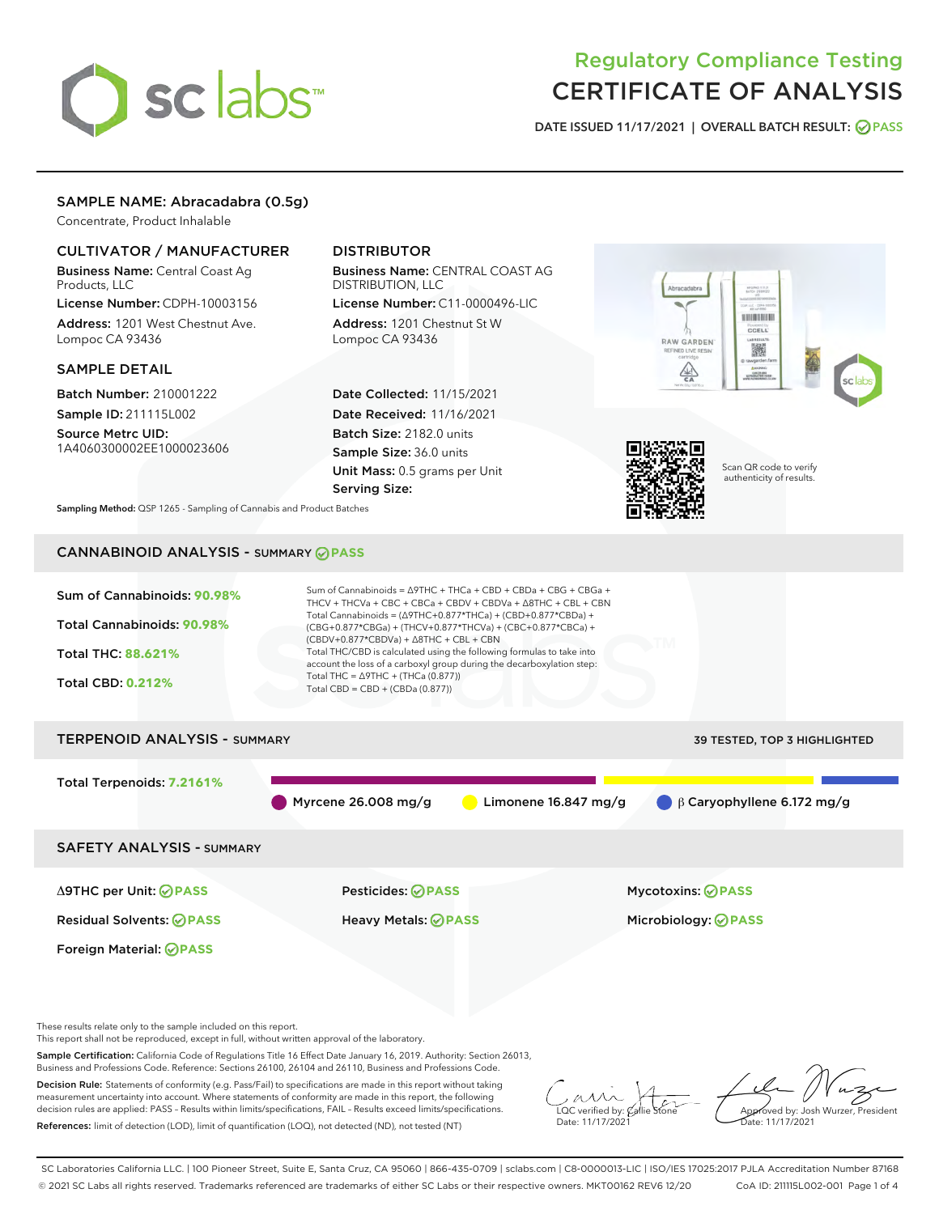# Regulatory Compliance Testing
# CERTIFICATE OF ANALYSIS

DATE ISSUED 11/17/2021 | OVERALL BATCH RESULT: PASS

## SAMPLE NAME: Abracadabra (0.5g)

Concentrate, Product Inhalable

### CULTIVATOR / MANUFACTURER

**Business Name:** Central Coast Ag Products, LLC

**License Number:** CDPH-10003156

**Address:** 1201 West Chestnut Ave. Lompoc CA 93436

### DISTRIBUTOR

**Business Name:** CENTRAL COAST AG DISTRIBUTION, LLC

**License Number:** C11-0000496-LIC

**Address:** 1201 Chestnut St W Lompoc CA 93436

### SAMPLE DETAIL

**Batch Number:** 210001222

**Sample ID:** 211115L002

**Source Metrc UID:** 1A4060300002EE1000023606

**Date Collected:** 11/15/2021

**Date Received:** 11/16/2021

**Batch Size:** 2182.0 units

**Sample Size:** 36.0 units

**Unit Mass:** 0.5 grams per Unit

**Serving Size:**

**Sampling Method:** QSP 1265 - Sampling of Cannabis and Product Batches

Scan QR code to verify authenticity of results.

## CANNABINOID ANALYSIS - SUMMARY PASS

Sum of Cannabinoids: **90.98%**

Total Cannabinoids: **90.98%**

Total THC: **88.621%**

Total CBD: **0.212%**

Sum of Cannabinoids = Δ9THC + THCa + CBD + CBDa + CBG + CBGa + THCV + THCVa + CBC + CBCa + CBDV + CBDVa + Δ8THC + CBL + CBN

Total Cannabinoids = (Δ9THC+0.877*THCa) + (CBD+0.877*CBDa) + (CBG+0.877*CBGa) + (THCV+0.877*THCVa) + (CBC+0.877*CBCa) + (CBDV+0.877*CBDVa) + Δ8THC + CBL + CBN

Total THC/CBD is calculated using the following formulas to take into account the loss of a carboxyl group during the decarboxylation step:

Total THC = Δ9THC + (THCa (0.877))

Total CBD = CBD + (CBDa (0.877))

## TERPENOID ANALYSIS - SUMMARY

39 TESTED, TOP 3 HIGHLIGHTED

Total Terpenoids: **7.2161%**

Myrcene 26.008 mg/g | Limonene 16.847 mg/g | β Caryophyllene 6.172 mg/g

## SAFETY ANALYSIS - SUMMARY

| | | |
|---|---|---|
| Δ9THC per Unit: PASS | Pesticides: PASS | Mycotoxins: PASS |
| Residual Solvents: PASS | Heavy Metals: PASS | Microbiology: PASS |
| Foreign Material: PASS | | |

These results relate only to the sample included on this report.

This report shall not be reproduced, except in full, without written approval of the laboratory.

**Sample Certification:** California Code of Regulations Title 16 Effect Date January 16, 2019. Authority: Section 26013, Business and Professions Code. Reference: Sections 26100, 26104 and 26110, Business and Professions Code.

**Decision Rule:** Statements of conformity (e.g. Pass/Fail) to specifications are made in this report without taking measurement uncertainty into account. Where statements of conformity are made in this report, the following decision rules are applied: PASS - Results within limits/specifications, FAIL - Results exceed limits/specifications.

**References:** limit of detection (LOD), limit of quantification (LOQ), not detected (ND), not tested (NT)

LQC verified by: Callie Stone
Date: 11/17/2021

Approved by: Josh Wurzer, President
Date: 11/17/2021

SC Laboratories California LLC. | 100 Pioneer Street, Suite E, Santa Cruz, CA 95060 | 866-435-0709 | sclabs.com | C8-0000013-LIC | ISO/IES 17025:2017 PJLA Accreditation Number 87168

© 2021 SC Labs all rights reserved. Trademarks referenced are trademarks of either SC Labs or their respective owners. MKT00162 REV6 12/20 CoA ID: 211115L002-001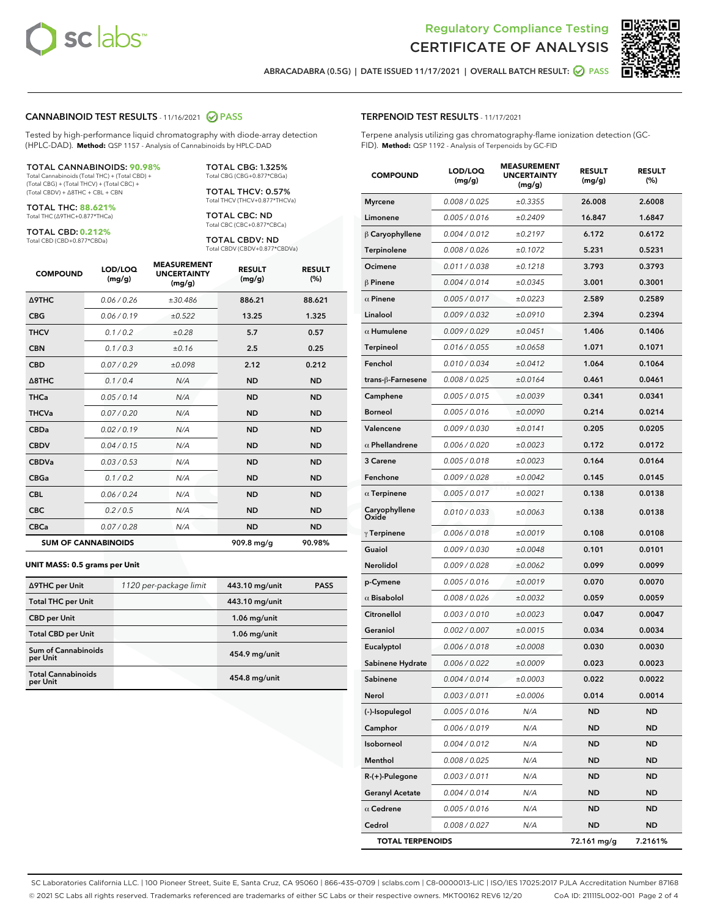# Regulatory Compliance Testing
# CERTIFICATE OF ANALYSIS

ABRACADABRA (0.5G) | DATE ISSUED 11/17/2021 | OVERALL BATCH RESULT: PASS

## CANNABINOID TEST RESULTS - 11/16/2021 PASS

Tested by high-performance liquid chromatography with diode-array detection (HPLC-DAD). **Method:** QSP 1157 - Analysis of Cannabinoids by HPLC-DAD

**TOTAL CANNABINOIDS: 90.98%**
Total Cannabinoids (Total THC) + (Total CBD) + (Total CBG) + (Total THCV) + (Total CBC) + (Total CBDV) + Δ8THC + CBL + CBN

**TOTAL THC: 88.621%**
Total THC (Δ9THC+0.877*THCa)

**TOTAL CBD: 0.212%**
Total CBD (CBD+0.877*CBDa)

**TOTAL CBG: 1.325%**
Total CBG (CBG+0.877*CBGa)

**TOTAL THCV: 0.57%**
Total THCV (THCV+0.877*THCVa)

**TOTAL CBC: ND**
Total CBC (CBC+0.877*CBCa)

**TOTAL CBDV: ND**
Total CBDV (CBDV+0.877*CBDVa)

| COMPOUND | LOD/LOQ (mg/g) | MEASUREMENT UNCERTAINTY (mg/g) | RESULT (mg/g) | RESULT (%) |
|---|---|---|---|---|
| Δ9THC | 0.06 / 0.26 | ±30.486 | 886.21 | 88.621 |
| CBG | 0.06 / 0.19 | ±0.522 | 13.25 | 1.325 |
| THCV | 0.1 / 0.2 | ±0.28 | 5.7 | 0.57 |
| CBN | 0.1 / 0.3 | ±0.16 | 2.5 | 0.25 |
| CBD | 0.07 / 0.29 | ±0.098 | 2.12 | 0.212 |
| Δ8THC | 0.1 / 0.4 | N/A | ND | ND |
| THCa | 0.05 / 0.14 | N/A | ND | ND |
| THCVa | 0.07 / 0.20 | N/A | ND | ND |
| CBDa | 0.02 / 0.19 | N/A | ND | ND |
| CBDV | 0.04 / 0.15 | N/A | ND | ND |
| CBDVa | 0.03 / 0.53 | N/A | ND | ND |
| CBGa | 0.1 / 0.2 | N/A | ND | ND |
| CBL | 0.06 / 0.24 | N/A | ND | ND |
| CBC | 0.2 / 0.5 | N/A | ND | ND |
| CBCa | 0.07 / 0.28 | N/A | ND | ND |
| **SUM OF CANNABINOIDS** | | | **909.8 mg/g** | **90.98%** |

**UNIT MASS: 0.5 grams per Unit**

| | | | |
|---|---|---|---|
| Δ9THC per Unit | 1120 per-package limit | 443.10 mg/unit | PASS |
| Total THC per Unit | | 443.10 mg/unit | |
| CBD per Unit | | 1.06 mg/unit | |
| Total CBD per Unit | | 1.06 mg/unit | |
| Sum of Cannabinoids per Unit | | 454.9 mg/unit | |
| Total Cannabinoids per Unit | | 454.8 mg/unit | |

## TERPENOID TEST RESULTS - 11/17/2021

Terpene analysis utilizing gas chromatography-flame ionization detection (GC-FID). **Method:** QSP 1192 - Analysis of Terpenoids by GC-FID

| COMPOUND | LOD/LOQ (mg/g) | MEASUREMENT UNCERTAINTY (mg/g) | RESULT (mg/g) | RESULT (%) |
|---|---|---|---|---|
| Myrcene | 0.008 / 0.025 | ±0.3355 | 26.008 | 2.6008 |
| Limonene | 0.005 / 0.016 | ±0.2409 | 16.847 | 1.6847 |
| β Caryophyllene | 0.004 / 0.012 | ±0.2197 | 6.172 | 0.6172 |
| Terpinolene | 0.008 / 0.026 | ±0.1072 | 5.231 | 0.5231 |
| Ocimene | 0.011 / 0.038 | ±0.1218 | 3.793 | 0.3793 |
| β Pinene | 0.004 / 0.014 | ±0.0345 | 3.001 | 0.3001 |
| α Pinene | 0.005 / 0.017 | ±0.0223 | 2.589 | 0.2589 |
| Linalool | 0.009 / 0.032 | ±0.0910 | 2.394 | 0.2394 |
| α Humulene | 0.009 / 0.029 | ±0.0451 | 1.406 | 0.1406 |
| Terpineol | 0.016 / 0.055 | ±0.0658 | 1.071 | 0.1071 |
| Fenchol | 0.010 / 0.034 | ±0.0412 | 1.064 | 0.1064 |
| trans-β-Farnesene | 0.008 / 0.025 | ±0.0164 | 0.461 | 0.0461 |
| Camphene | 0.005 / 0.015 | ±0.0039 | 0.341 | 0.0341 |
| Borneol | 0.005 / 0.016 | ±0.0090 | 0.214 | 0.0214 |
| Valencene | 0.009 / 0.030 | ±0.0141 | 0.205 | 0.0205 |
| α Phellandrene | 0.006 / 0.020 | ±0.0023 | 0.172 | 0.0172 |
| 3 Carene | 0.005 / 0.018 | ±0.0023 | 0.164 | 0.0164 |
| Fenchone | 0.009 / 0.028 | ±0.0042 | 0.145 | 0.0145 |
| α Terpinene | 0.005 / 0.017 | ±0.0021 | 0.138 | 0.0138 |
| Caryophyllene Oxide | 0.010 / 0.033 | ±0.0063 | 0.138 | 0.0138 |
| γ Terpinene | 0.006 / 0.018 | ±0.0019 | 0.108 | 0.0108 |
| Guaiol | 0.009 / 0.030 | ±0.0048 | 0.101 | 0.0101 |
| Nerolidol | 0.009 / 0.028 | ±0.0062 | 0.099 | 0.0099 |
| p-Cymene | 0.005 / 0.016 | ±0.0019 | 0.070 | 0.0070 |
| α Bisabolol | 0.008 / 0.026 | ±0.0032 | 0.059 | 0.0059 |
| Citronellol | 0.003 / 0.010 | ±0.0023 | 0.047 | 0.0047 |
| Geraniol | 0.002 / 0.007 | ±0.0015 | 0.034 | 0.0034 |
| Eucalyptol | 0.006 / 0.018 | ±0.0008 | 0.030 | 0.0030 |
| Sabinene Hydrate | 0.006 / 0.022 | ±0.0009 | 0.023 | 0.0023 |
| Sabinene | 0.004 / 0.014 | ±0.0003 | 0.022 | 0.0022 |
| Nerol | 0.003 / 0.011 | ±0.0006 | 0.014 | 0.0014 |
| (-)-Isopulegol | 0.005 / 0.016 | N/A | ND | ND |
| Camphor | 0.006 / 0.019 | N/A | ND | ND |
| Isoborneol | 0.004 / 0.012 | N/A | ND | ND |
| Menthol | 0.008 / 0.025 | N/A | ND | ND |
| R-(+)-Pulegone | 0.003 / 0.011 | N/A | ND | ND |
| Geranyl Acetate | 0.004 / 0.014 | N/A | ND | ND |
| α Cedrene | 0.005 / 0.016 | N/A | ND | ND |
| Cedrol | 0.008 / 0.027 | N/A | ND | ND |
| **TOTAL TERPENOIDS** | | | **72.161 mg/g** | **7.2161%** |

SC Laboratories California LLC. | 100 Pioneer Street, Suite E, Santa Cruz, CA 95060 | 866-435-0709 | sclabs.com | C8-0000013-LIC | ISO/IES 17025:2017 PJLA Accreditation Number 87168
© 2021 SC Labs all rights reserved. Trademarks referenced are trademarks of either SC Labs or their respective owners. MKT00162 REV6 12/20 CoA ID: 211115L002-001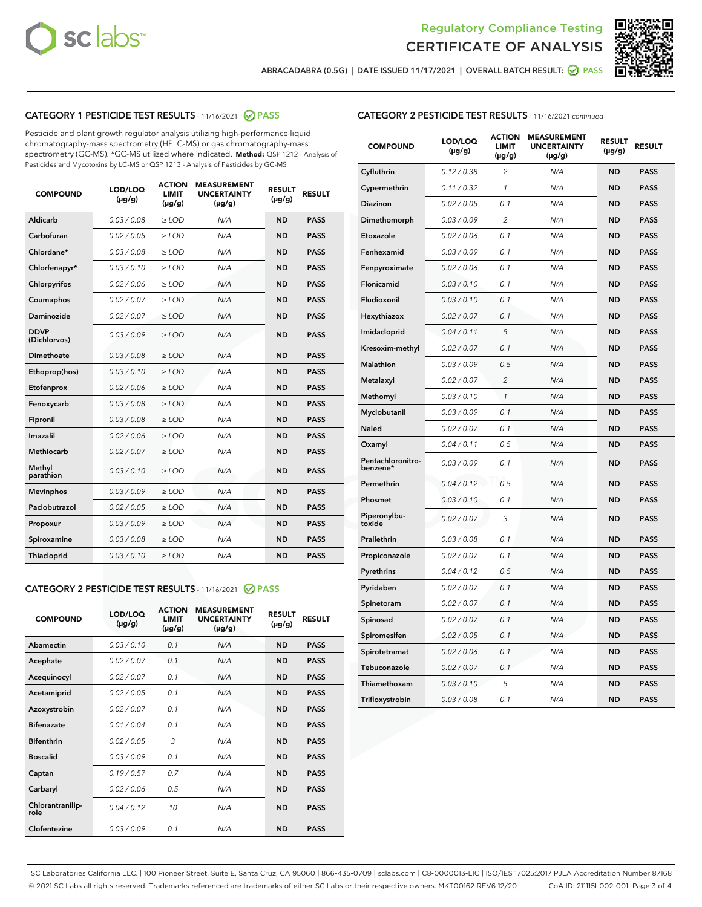Regulatory Compliance Testing
CERTIFICATE OF ANALYSIS

ABRACADABRA (0.5G) | DATE ISSUED 11/17/2021 | OVERALL BATCH RESULT: PASS

## CATEGORY 1 PESTICIDE TEST RESULTS - 11/16/2021 PASS

Pesticide and plant growth regulator analysis utilizing high-performance liquid chromatography-mass spectrometry (HPLC-MS) or gas chromatography-mass spectrometry (GC-MS). *GC-MS utilized where indicated. **Method:** QSP 1212 - Analysis of Pesticides and Mycotoxins by LC-MS or QSP 1213 - Analysis of Pesticides by GC-MS

| COMPOUND | LOD/LOQ (µg/g) | ACTION LIMIT (µg/g) | MEASUREMENT UNCERTAINTY (µg/g) | RESULT (µg/g) | RESULT |
|---|---|---|---|---|---|
| Aldicarb | 0.03 / 0.08 | ≥ LOD | N/A | ND | PASS |
| Carbofuran | 0.02 / 0.05 | ≥ LOD | N/A | ND | PASS |
| Chlordane* | 0.03 / 0.08 | ≥ LOD | N/A | ND | PASS |
| Chlorfenapyr* | 0.03 / 0.10 | ≥ LOD | N/A | ND | PASS |
| Chlorpyrifos | 0.02 / 0.06 | ≥ LOD | N/A | ND | PASS |
| Coumaphos | 0.02 / 0.07 | ≥ LOD | N/A | ND | PASS |
| Daminozide | 0.02 / 0.07 | ≥ LOD | N/A | ND | PASS |
| DDVP (Dichlorvos) | 0.03 / 0.09 | ≥ LOD | N/A | ND | PASS |
| Dimethoate | 0.03 / 0.08 | ≥ LOD | N/A | ND | PASS |
| Ethoprop(hos) | 0.03 / 0.10 | ≥ LOD | N/A | ND | PASS |
| Etofenprox | 0.02 / 0.06 | ≥ LOD | N/A | ND | PASS |
| Fenoxycarb | 0.03 / 0.08 | ≥ LOD | N/A | ND | PASS |
| Fipronil | 0.03 / 0.08 | ≥ LOD | N/A | ND | PASS |
| Imazalil | 0.02 / 0.06 | ≥ LOD | N/A | ND | PASS |
| Methiocarb | 0.02 / 0.07 | ≥ LOD | N/A | ND | PASS |
| Methyl parathion | 0.03 / 0.10 | ≥ LOD | N/A | ND | PASS |
| Mevinphos | 0.03 / 0.09 | ≥ LOD | N/A | ND | PASS |
| Paclobutrazol | 0.02 / 0.05 | ≥ LOD | N/A | ND | PASS |
| Propoxur | 0.03 / 0.09 | ≥ LOD | N/A | ND | PASS |
| Spiroxamine | 0.03 / 0.08 | ≥ LOD | N/A | ND | PASS |
| Thiacloprid | 0.03 / 0.10 | ≥ LOD | N/A | ND | PASS |

## CATEGORY 2 PESTICIDE TEST RESULTS - 11/16/2021 PASS

| COMPOUND | LOD/LOQ (µg/g) | ACTION LIMIT (µg/g) | MEASUREMENT UNCERTAINTY (µg/g) | RESULT (µg/g) | RESULT |
|---|---|---|---|---|---|
| Abamectin | 0.03 / 0.10 | 0.1 | N/A | ND | PASS |
| Acephate | 0.02 / 0.07 | 0.1 | N/A | ND | PASS |
| Acequinocyl | 0.02 / 0.07 | 0.1 | N/A | ND | PASS |
| Acetamiprid | 0.02 / 0.05 | 0.1 | N/A | ND | PASS |
| Azoxystrobin | 0.02 / 0.07 | 0.1 | N/A | ND | PASS |
| Bifenazate | 0.01 / 0.04 | 0.1 | N/A | ND | PASS |
| Bifenthrin | 0.02 / 0.05 | 3 | N/A | ND | PASS |
| Boscalid | 0.03 / 0.09 | 0.1 | N/A | ND | PASS |
| Captan | 0.19 / 0.57 | 0.7 | N/A | ND | PASS |
| Carbaryl | 0.02 / 0.06 | 0.5 | N/A | ND | PASS |
| Chlorantraniliprole | 0.04 / 0.12 | 10 | N/A | ND | PASS |
| Clofentezine | 0.03 / 0.09 | 0.1 | N/A | ND | PASS |
| Cyfluthrin | 0.12 / 0.38 | 2 | N/A | ND | PASS |
| Cypermethrin | 0.11 / 0.32 | 1 | N/A | ND | PASS |
| Diazinon | 0.02 / 0.05 | 0.1 | N/A | ND | PASS |
| Dimethomorph | 0.03 / 0.09 | 2 | N/A | ND | PASS |
| Etoxazole | 0.02 / 0.06 | 0.1 | N/A | ND | PASS |
| Fenhexamid | 0.03 / 0.09 | 0.1 | N/A | ND | PASS |
| Fenpyroximate | 0.02 / 0.06 | 0.1 | N/A | ND | PASS |
| Flonicamid | 0.03 / 0.10 | 0.1 | N/A | ND | PASS |
| Fludioxonil | 0.03 / 0.10 | 0.1 | N/A | ND | PASS |
| Hexythiazox | 0.02 / 0.07 | 0.1 | N/A | ND | PASS |
| Imidacloprid | 0.04 / 0.11 | 5 | N/A | ND | PASS |
| Kresoxim-methyl | 0.02 / 0.07 | 0.1 | N/A | ND | PASS |
| Malathion | 0.03 / 0.09 | 0.5 | N/A | ND | PASS |
| Metalaxyl | 0.02 / 0.07 | 2 | N/A | ND | PASS |
| Methomyl | 0.03 / 0.10 | 1 | N/A | ND | PASS |
| Myclobutanil | 0.03 / 0.09 | 0.1 | N/A | ND | PASS |
| Naled | 0.02 / 0.07 | 0.1 | N/A | ND | PASS |
| Oxamyl | 0.04 / 0.11 | 0.5 | N/A | ND | PASS |
| Pentachloronitrobenzene* | 0.03 / 0.09 | 0.1 | N/A | ND | PASS |
| Permethrin | 0.04 / 0.12 | 0.5 | N/A | ND | PASS |
| Phosmet | 0.03 / 0.10 | 0.1 | N/A | ND | PASS |
| Piperonylbutoxide | 0.02 / 0.07 | 3 | N/A | ND | PASS |
| Prallethrin | 0.03 / 0.08 | 0.1 | N/A | ND | PASS |
| Propiconazole | 0.02 / 0.07 | 0.1 | N/A | ND | PASS |
| Pyrethrins | 0.04 / 0.12 | 0.5 | N/A | ND | PASS |
| Pyridaben | 0.02 / 0.07 | 0.1 | N/A | ND | PASS |
| Spinetoram | 0.02 / 0.07 | 0.1 | N/A | ND | PASS |
| Spinosad | 0.02 / 0.07 | 0.1 | N/A | ND | PASS |
| Spiromesifen | 0.02 / 0.05 | 0.1 | N/A | ND | PASS |
| Spirotetramat | 0.02 / 0.06 | 0.1 | N/A | ND | PASS |
| Tebuconazole | 0.02 / 0.07 | 0.1 | N/A | ND | PASS |
| Thiamethoxam | 0.03 / 0.10 | 5 | N/A | ND | PASS |
| Trifloxystrobin | 0.03 / 0.08 | 0.1 | N/A | ND | PASS |

SC Laboratories California LLC. | 100 Pioneer Street, Suite E, Santa Cruz, CA 95060 | 866-435-0709 | sclabs.com | C8-0000013-LIC | ISO/IES 17025:2017 PJLA Accreditation Number 87168
© 2021 SC Labs all rights reserved. Trademarks referenced are trademarks of either SC Labs or their respective owners. MKT00162 REV6 12/20 CoA ID: 211115L002-001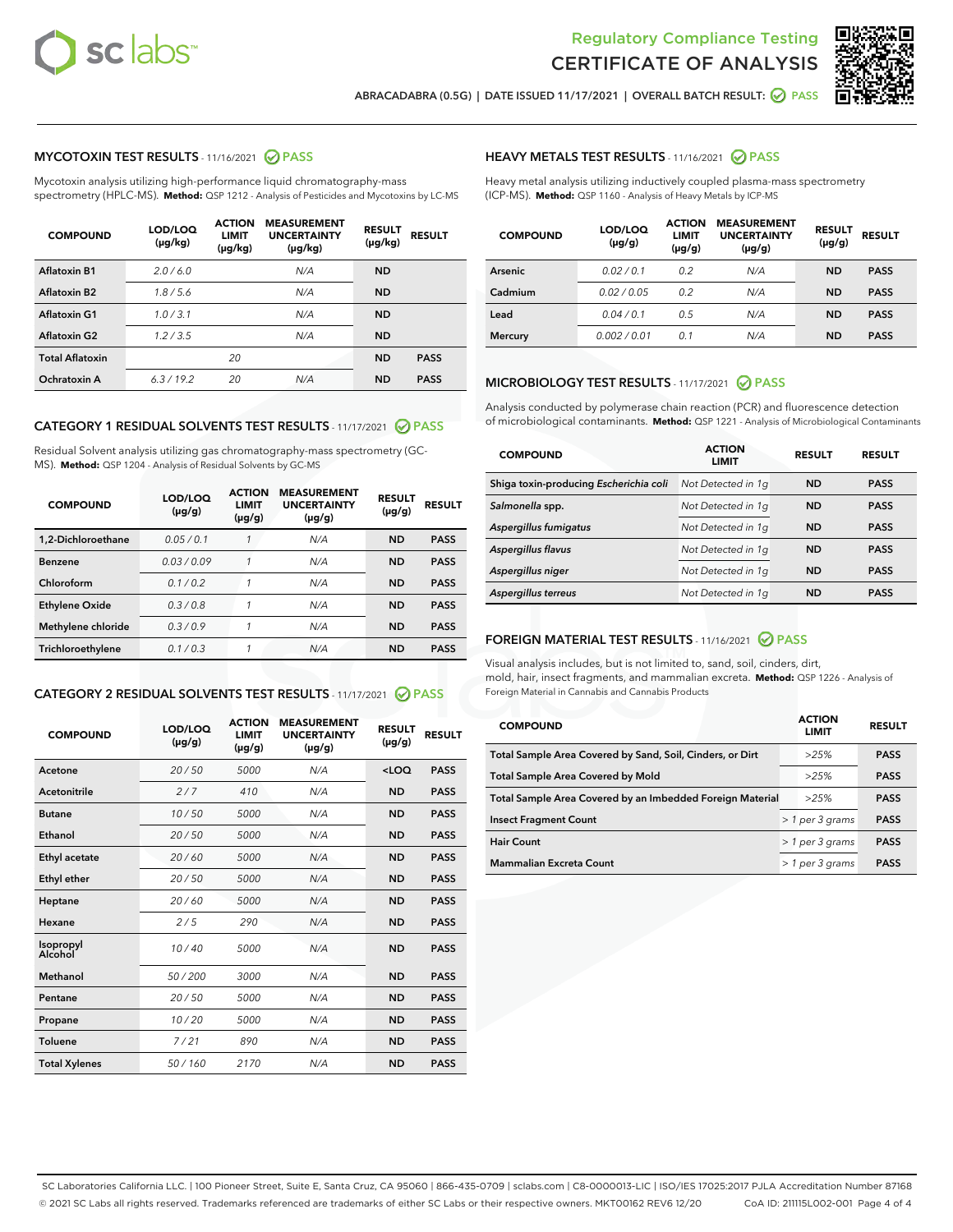Regulatory Compliance Testing
# CERTIFICATE OF ANALYSIS

ABRACADABRA (0.5G) | DATE ISSUED 11/17/2021 | OVERALL BATCH RESULT: PASS

## MYCOTOXIN TEST RESULTS - 11/16/2021 PASS

Mycotoxin analysis utilizing high-performance liquid chromatography-mass spectrometry (HPLC-MS). **Method:** QSP 1212 - Analysis of Pesticides and Mycotoxins by LC-MS

| COMPOUND | LOD/LOQ (µg/kg) | ACTION LIMIT (µg/kg) | MEASUREMENT UNCERTAINTY (µg/kg) | RESULT (µg/kg) | RESULT |
|---|---|---|---|---|---|
| Aflatoxin B1 | 2.0 / 6.0 | | N/A | ND | |
| Aflatoxin B2 | 1.8 / 5.6 | | N/A | ND | |
| Aflatoxin G1 | 1.0 / 3.1 | | N/A | ND | |
| Aflatoxin G2 | 1.2 / 3.5 | | N/A | ND | |
| Total Aflatoxin | | 20 | | ND | PASS |
| Ochratoxin A | 6.3 / 19.2 | 20 | N/A | ND | PASS |

## CATEGORY 1 RESIDUAL SOLVENTS TEST RESULTS - 11/17/2021 PASS

Residual Solvent analysis utilizing gas chromatography-mass spectrometry (GC-MS). **Method:** QSP 1204 - Analysis of Residual Solvents by GC-MS

| COMPOUND | LOD/LOQ (µg/g) | ACTION LIMIT (µg/g) | MEASUREMENT UNCERTAINTY (µg/g) | RESULT (µg/g) | RESULT |
|---|---|---|---|---|---|
| 1,2-Dichloroethane | 0.05 / 0.1 | 1 | N/A | ND | PASS |
| Benzene | 0.03 / 0.09 | 1 | N/A | ND | PASS |
| Chloroform | 0.1 / 0.2 | 1 | N/A | ND | PASS |
| Ethylene Oxide | 0.3 / 0.8 | 1 | N/A | ND | PASS |
| Methylene chloride | 0.3 / 0.9 | 1 | N/A | ND | PASS |
| Trichloroethylene | 0.1 / 0.3 | 1 | N/A | ND | PASS |

## CATEGORY 2 RESIDUAL SOLVENTS TEST RESULTS - 11/17/2021 PASS

| COMPOUND | LOD/LOQ (µg/g) | ACTION LIMIT (µg/g) | MEASUREMENT UNCERTAINTY (µg/g) | RESULT (µg/g) | RESULT |
|---|---|---|---|---|---|
| Acetone | 20 / 50 | 5000 | N/A | <LOQ | PASS |
| Acetonitrile | 2 / 7 | 410 | N/A | ND | PASS |
| Butane | 10 / 50 | 5000 | N/A | ND | PASS |
| Ethanol | 20 / 50 | 5000 | N/A | ND | PASS |
| Ethyl acetate | 20 / 60 | 5000 | N/A | ND | PASS |
| Ethyl ether | 20 / 50 | 5000 | N/A | ND | PASS |
| Heptane | 20 / 60 | 5000 | N/A | ND | PASS |
| Hexane | 2 / 5 | 290 | N/A | ND | PASS |
| Isopropyl Alcohol | 10 / 40 | 5000 | N/A | ND | PASS |
| Methanol | 50 / 200 | 3000 | N/A | ND | PASS |
| Pentane | 20 / 50 | 5000 | N/A | ND | PASS |
| Propane | 10 / 20 | 5000 | N/A | ND | PASS |
| Toluene | 7 / 21 | 890 | N/A | ND | PASS |
| Total Xylenes | 50 / 160 | 2170 | N/A | ND | PASS |

## HEAVY METALS TEST RESULTS - 11/16/2021 PASS

Heavy metal analysis utilizing inductively coupled plasma-mass spectrometry (ICP-MS). **Method:** QSP 1160 - Analysis of Heavy Metals by ICP-MS

| COMPOUND | LOD/LOQ (µg/g) | ACTION LIMIT (µg/g) | MEASUREMENT UNCERTAINTY (µg/g) | RESULT (µg/g) | RESULT |
|---|---|---|---|---|---|
| Arsenic | 0.02 / 0.1 | 0.2 | N/A | ND | PASS |
| Cadmium | 0.02 / 0.05 | 0.2 | N/A | ND | PASS |
| Lead | 0.04 / 0.1 | 0.5 | N/A | ND | PASS |
| Mercury | 0.002 / 0.01 | 0.1 | N/A | ND | PASS |

## MICROBIOLOGY TEST RESULTS - 11/17/2021 PASS

Analysis conducted by polymerase chain reaction (PCR) and fluorescence detection of microbiological contaminants. **Method:** QSP 1221 - Analysis of Microbiological Contaminants

| COMPOUND | ACTION LIMIT | RESULT | RESULT |
|---|---|---|---|
| Shiga toxin-producing *Escherichia coli* | Not Detected in 1g | ND | PASS |
| *Salmonella* spp. | Not Detected in 1g | ND | PASS |
| *Aspergillus fumigatus* | Not Detected in 1g | ND | PASS |
| *Aspergillus flavus* | Not Detected in 1g | ND | PASS |
| *Aspergillus niger* | Not Detected in 1g | ND | PASS |
| *Aspergillus terreus* | Not Detected in 1g | ND | PASS |

## FOREIGN MATERIAL TEST RESULTS - 11/16/2021 PASS

Visual analysis includes, but is not limited to, sand, soil, cinders, dirt, mold, hair, insect fragments, and mammalian excreta. **Method:** QSP 1226 - Analysis of Foreign Material in Cannabis and Cannabis Products

| COMPOUND | ACTION LIMIT | RESULT |
|---|---|---|
| Total Sample Area Covered by Sand, Soil, Cinders, or Dirt | >25% | PASS |
| Total Sample Area Covered by Mold | >25% | PASS |
| Total Sample Area Covered by an Imbedded Foreign Material | >25% | PASS |
| Insect Fragment Count | > 1 per 3 grams | PASS |
| Hair Count | > 1 per 3 grams | PASS |
| Mammalian Excreta Count | > 1 per 3 grams | PASS |

SC Laboratories California LLC. | 100 Pioneer Street, Suite E, Santa Cruz, CA 95060 | 866-435-0709 | sclabs.com | C8-0000013-LIC | ISO/IES 17025:2017 PJLA Accreditation Number 87168
© 2021 SC Labs all rights reserved. Trademarks referenced are trademarks of either SC Labs or their respective owners. MKT00162 REV6 12/20 CoA ID: 211115L002-001